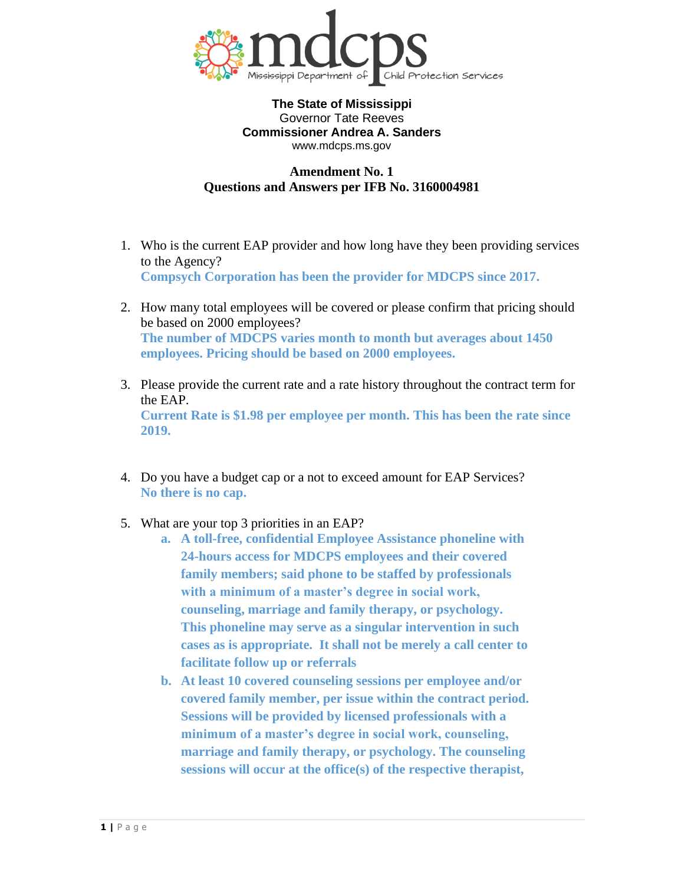mdcps Mississippi Department of Child Protection Services

**The State of Mississippi**
Governor Tate Reeves
**Commissioner Andrea A. Sanders**
www.mdcps.ms.gov

**Amendment No. 1**
**Questions and Answers per IFB No. 3160004981**

1. Who is the current EAP provider and how long have they been providing services to the Agency?
   **Compsych Corporation has been the provider for MDCPS since 2017.**

2. How many total employees will be covered or please confirm that pricing should be based on 2000 employees?
   **The number of MDCPS varies month to month but averages about 1450 employees. Pricing should be based on 2000 employees.**

3. Please provide the current rate and a rate history throughout the contract term for the EAP.
   **Current Rate is $1.98 per employee per month. This has been the rate since 2019.**

4. Do you have a budget cap or a not to exceed amount for EAP Services?
   **No there is no cap.**

5. What are your top 3 priorities in an EAP?
   a. **A toll-free, confidential Employee Assistance phoneline with 24-hours access for MDCPS employees and their covered family members; said phone to be staffed by professionals with a minimum of a master's degree in social work, counseling, marriage and family therapy, or psychology. This phoneline may serve as a singular intervention in such cases as is appropriate. It shall not be merely a call center to facilitate follow up or referrals**
   b. **At least 10 covered counseling sessions per employee and/or covered family member, per issue within the contract period. Sessions will be provided by licensed professionals with a minimum of a master's degree in social work, counseling, marriage and family therapy, or psychology. The counseling sessions will occur at the office(s) of the respective therapist,**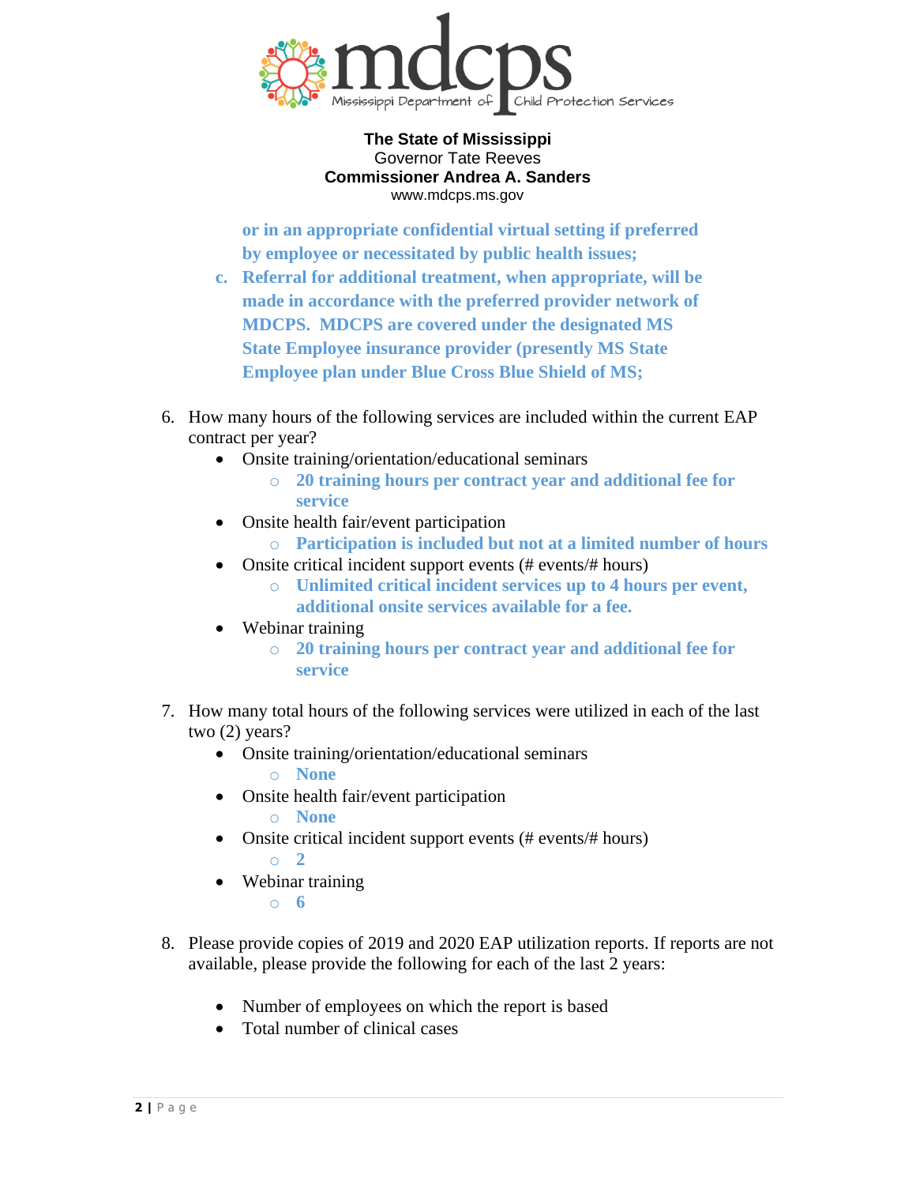The State of Mississippi
Governor Tate Reeves
**Commissioner Andrea A. Sanders**
www.mdcps.ms.gov

**or in an appropriate confidential virtual setting if preferred by employee or necessitated by public health issues;**

c. **Referral for additional treatment, when appropriate, will be made in accordance with the preferred provider network of MDCPS. MDCPS are covered under the designated MS State Employee insurance provider (presently MS State Employee plan under Blue Cross Blue Shield of MS;**

6. How many hours of the following services are included within the current EAP contract per year?
   - Onsite training/orientation/educational seminars
     - **20 training hours per contract year and additional fee for service**
   - Onsite health fair/event participation
     - **Participation is included but not at a limited number of hours**
   - Onsite critical incident support events (# events/# hours)
     - **Unlimited critical incident services up to 4 hours per event, additional onsite services available for a fee.**
   - Webinar training
     - **20 training hours per contract year and additional fee for service**

7. How many total hours of the following services were utilized in each of the last two (2) years?
   - Onsite training/orientation/educational seminars
     - **None**
   - Onsite health fair/event participation
     - **None**
   - Onsite critical incident support events (# events/# hours)
     - **2**
   - Webinar training
     - **6**

8. Please provide copies of 2019 and 2020 EAP utilization reports. If reports are not available, please provide the following for each of the last 2 years:

   - Number of employees on which the report is based
   - Total number of clinical cases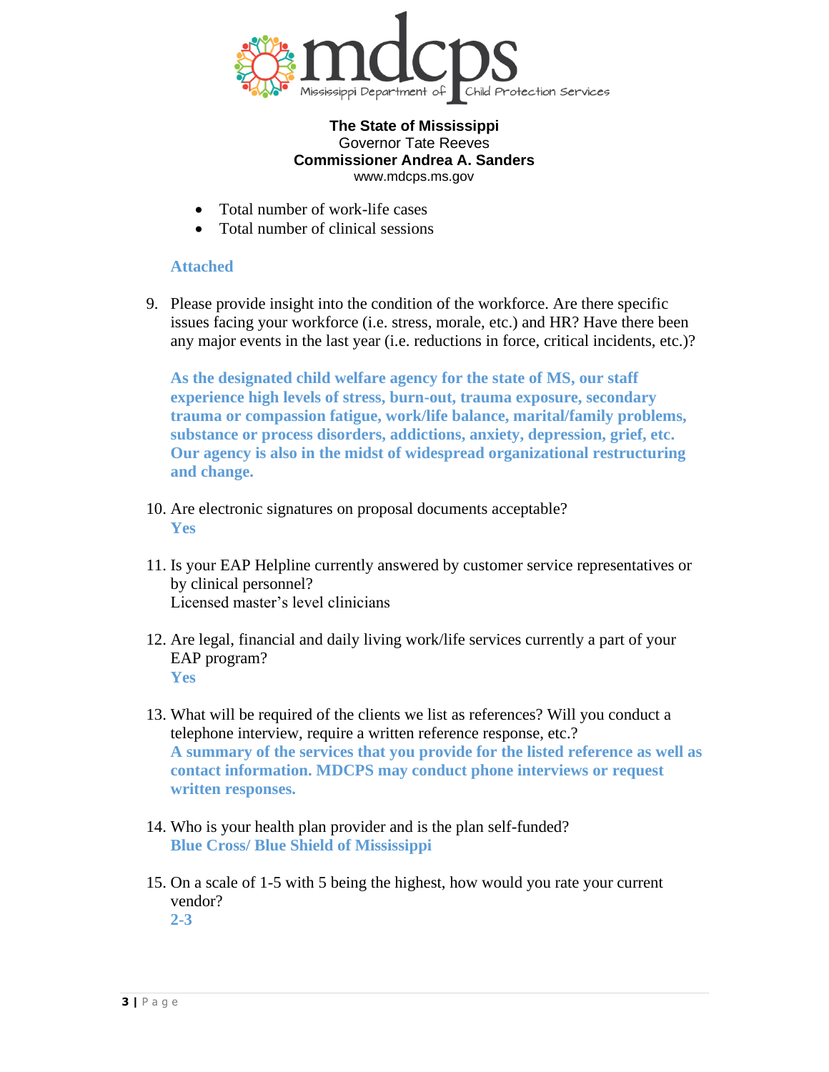**The State of Mississippi**
Governor Tate Reeves
**Commissioner Andrea A. Sanders**
www.mdcps.ms.gov

- Total number of work-life cases
- Total number of clinical sessions

**Attached**

9. Please provide insight into the condition of the workforce. Are there specific issues facing your workforce (i.e. stress, morale, etc.) and HR? Have there been any major events in the last year (i.e. reductions in force, critical incidents, etc.)?

   **As the designated child welfare agency for the state of MS, our staff experience high levels of stress, burn-out, trauma exposure, secondary trauma or compassion fatigue, work/life balance, marital/family problems, substance or process disorders, addictions, anxiety, depression, grief, etc. Our agency is also in the midst of widespread organizational restructuring and change.**

10. Are electronic signatures on proposal documents acceptable?
    **Yes**

11. Is your EAP Helpline currently answered by customer service representatives or by clinical personnel?
    Licensed master's level clinicians

12. Are legal, financial and daily living work/life services currently a part of your EAP program?
    **Yes**

13. What will be required of the clients we list as references? Will you conduct a telephone interview, require a written reference response, etc.?
    **A summary of the services that you provide for the listed reference as well as contact information. MDCPS may conduct phone interviews or request written responses.**

14. Who is your health plan provider and is the plan self-funded?
    **Blue Cross/ Blue Shield of Mississippi**

15. On a scale of 1-5 with 5 being the highest, how would you rate your current vendor?
    **2-3**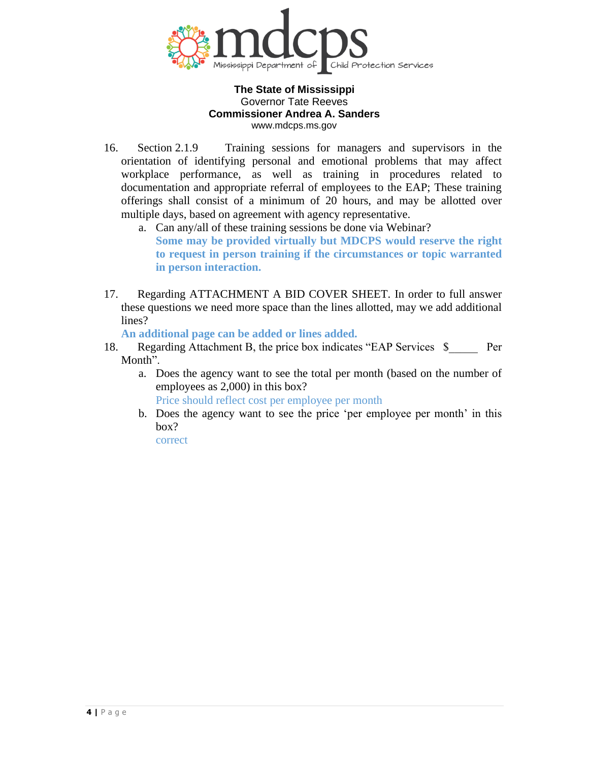**The State of Mississippi**
Governor Tate Reeves
**Commissioner Andrea A. Sanders**
www.mdcps.ms.gov

16. Section 2.1.9 Training sessions for managers and supervisors in the orientation of identifying personal and emotional problems that may affect workplace performance, as well as training in procedures related to documentation and appropriate referral of employees to the EAP; These training offerings shall consist of a minimum of 20 hours, and may be allotted over multiple days, based on agreement with agency representative.
    a. Can any/all of these training sessions be done via Webinar?
    **Some may be provided virtually but MDCPS would reserve the right to request in person training if the circumstances or topic warranted in person interaction.**

17. Regarding ATTACHMENT A BID COVER SHEET. In order to full answer these questions we need more space than the lines allotted, may we add additional lines?
    **An additional page can be added or lines added.**

18. Regarding Attachment B, the price box indicates "EAP Services $_____ Per Month".
    a. Does the agency want to see the total per month (based on the number of employees as 2,000) in this box?
    Price should reflect cost per employee per month
    b. Does the agency want to see the price 'per employee per month' in this box?
    correct